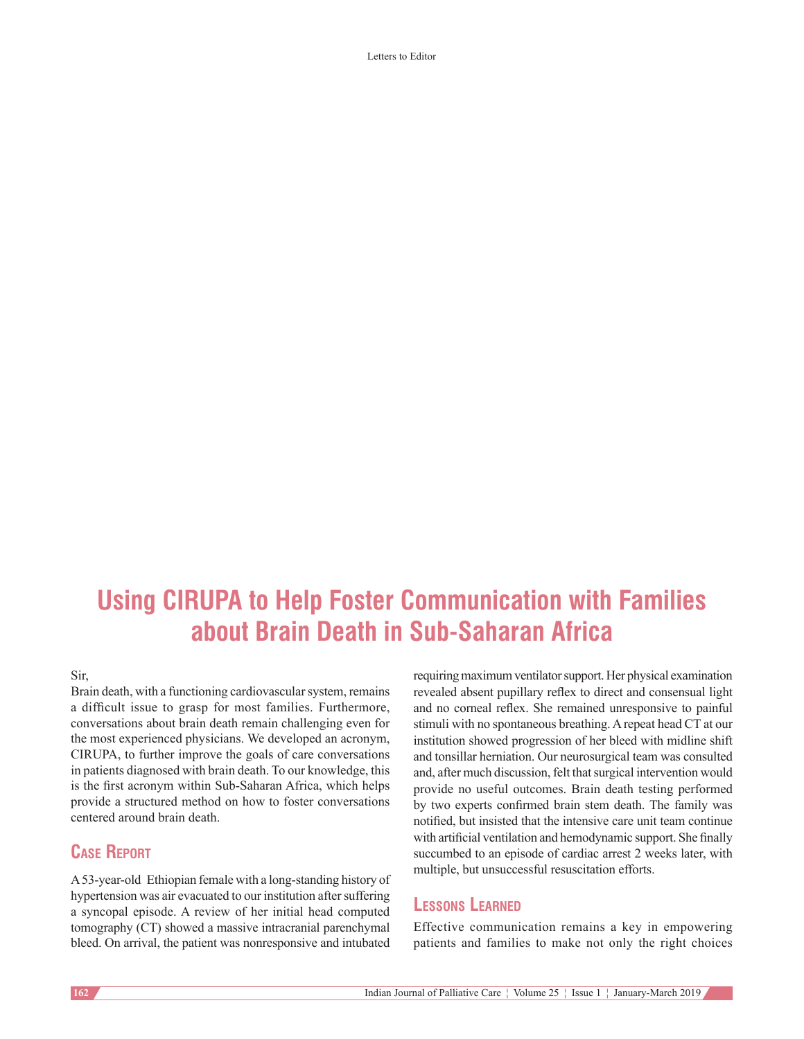# Using CIRUPA to Help Foster Communication with Families about Brain Death in Sub-Saharan Africa

Sir,

Brain death, with a functioning cardiovascular system, remains a difficult issue to grasp for most families. Furthermore, conversations about brain death remain challenging even for the most experienced physicians. We developed an acronym, CIRUPA, to further improve the goals of care conversations in patients diagnosed with brain death. To our knowledge, this is the first acronym within Sub-Saharan Africa, which helps provide a structured method on how to foster conversations centered around brain death.

## Case Report

A 53-year-old Ethiopian female with a long-standing history of hypertension was air evacuated to our institution after suffering a syncopal episode. A review of her initial head computed tomography (CT) showed a massive intracranial parenchymal bleed. On arrival, the patient was nonresponsive and intubated requiring maximum ventilator support. Her physical examination revealed absent pupillary reflex to direct and consensual light and no corneal reflex. She remained unresponsive to painful stimuli with no spontaneous breathing. A repeat head CT at our institution showed progression of her bleed with midline shift and tonsillar herniation. Our neurosurgical team was consulted and, after much discussion, felt that surgical intervention would provide no useful outcomes. Brain death testing performed by two experts confirmed brain stem death. The family was notified, but insisted that the intensive care unit team continue with artificial ventilation and hemodynamic support. She finally succumbed to an episode of cardiac arrest 2 weeks later, with multiple, but unsuccessful resuscitation efforts.

## Lessons Learned

Effective communication remains a key in empowering patients and families to make not only the right choices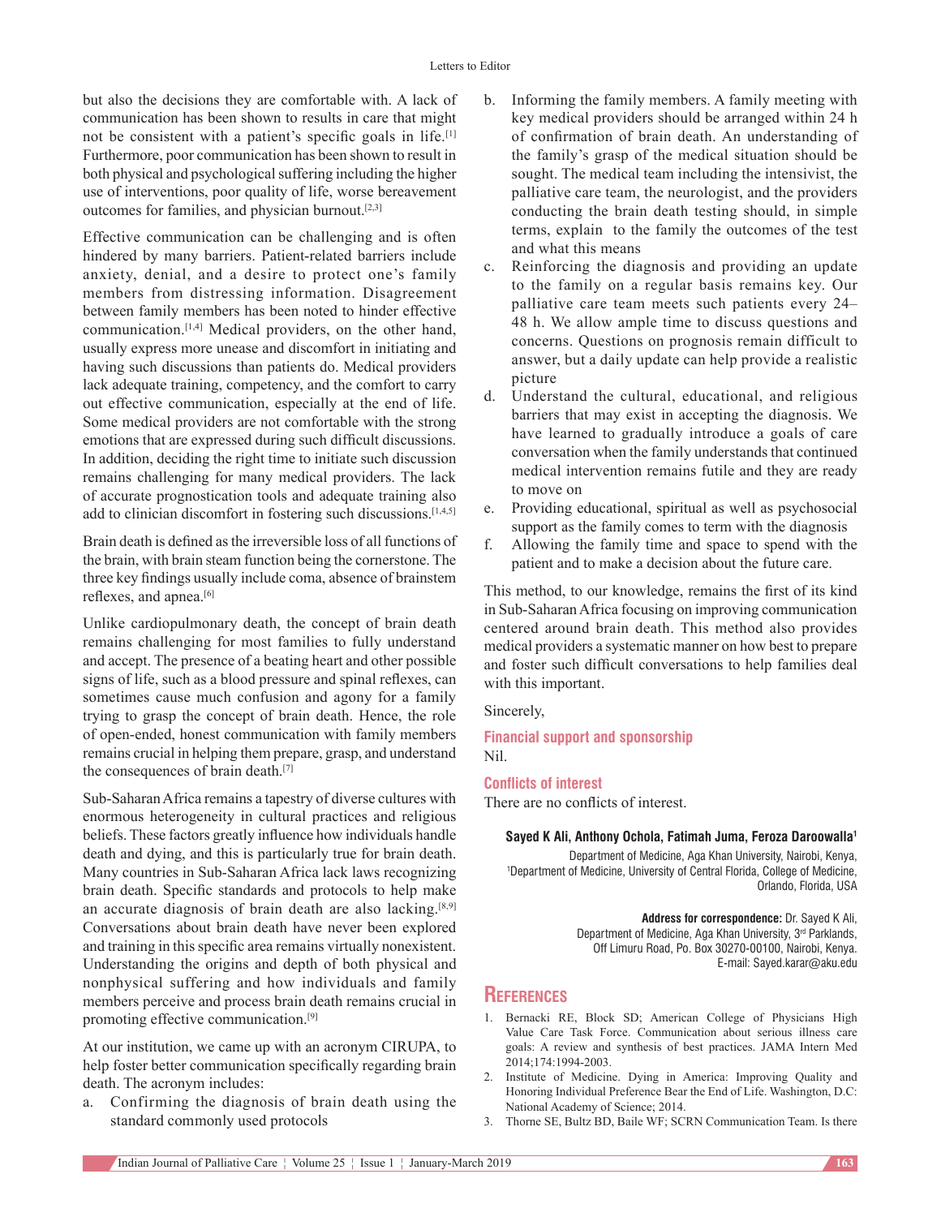but also the decisions they are comfortable with. A lack of communication has been shown to results in care that might not be consistent with a patient's specific goals in life.[1] Furthermore, poor communication has been shown to result in both physical and psychological suffering including the higher use of interventions, poor quality of life, worse bereavement outcomes for families, and physician burnout.[2,3]

Effective communication can be challenging and is often hindered by many barriers. Patient-related barriers include anxiety, denial, and a desire to protect one's family members from distressing information. Disagreement between family members has been noted to hinder effective communication.[1,4] Medical providers, on the other hand, usually express more unease and discomfort in initiating and having such discussions than patients do. Medical providers lack adequate training, competency, and the comfort to carry out effective communication, especially at the end of life. Some medical providers are not comfortable with the strong emotions that are expressed during such difficult discussions. In addition, deciding the right time to initiate such discussion remains challenging for many medical providers. The lack of accurate prognostication tools and adequate training also add to clinician discomfort in fostering such discussions.[1,4,5]

Brain death is defined as the irreversible loss of all functions of the brain, with brain steam function being the cornerstone. The three key findings usually include coma, absence of brainstem reflexes, and apnea.[6]

Unlike cardiopulmonary death, the concept of brain death remains challenging for most families to fully understand and accept. The presence of a beating heart and other possible signs of life, such as a blood pressure and spinal reflexes, can sometimes cause much confusion and agony for a family trying to grasp the concept of brain death. Hence, the role of open-ended, honest communication with family members remains crucial in helping them prepare, grasp, and understand the consequences of brain death.[7]

Sub-Saharan Africa remains a tapestry of diverse cultures with enormous heterogeneity in cultural practices and religious beliefs. These factors greatly influence how individuals handle death and dying, and this is particularly true for brain death. Many countries in Sub-Saharan Africa lack laws recognizing brain death. Specific standards and protocols to help make an accurate diagnosis of brain death are also lacking.[8,9] Conversations about brain death have never been explored and training in this specific area remains virtually nonexistent. Understanding the origins and depth of both physical and nonphysical suffering and how individuals and family members perceive and process brain death remains crucial in promoting effective communication.[9]

At our institution, we came up with an acronym CIRUPA, to help foster better communication specifically regarding brain death. The acronym includes:

a. Confirming the diagnosis of brain death using the standard commonly used protocols
b. Informing the family members. A family meeting with key medical providers should be arranged within 24 h of confirmation of brain death. An understanding of the family's grasp of the medical situation should be sought. The medical team including the intensivist, the palliative care team, the neurologist, and the providers conducting the brain death testing should, in simple terms, explain to the family the outcomes of the test and what this means
c. Reinforcing the diagnosis and providing an update to the family on a regular basis remains key. Our palliative care team meets such patients every 24–48 h. We allow ample time to discuss questions and concerns. Questions on prognosis remain difficult to answer, but a daily update can help provide a realistic picture
d. Understand the cultural, educational, and religious barriers that may exist in accepting the diagnosis. We have learned to gradually introduce a goals of care conversation when the family understands that continued medical intervention remains futile and they are ready to move on
e. Providing educational, spiritual as well as psychosocial support as the family comes to term with the diagnosis
f. Allowing the family time and space to spend with the patient and to make a decision about the future care.

This method, to our knowledge, remains the first of its kind in Sub-Saharan Africa focusing on improving communication centered around brain death. This method also provides medical providers a systematic manner on how best to prepare and foster such difficult conversations to help families deal with this important.

Sincerely,

## Financial support and sponsorship

Nil.

## Conflicts of interest

There are no conflicts of interest.

**Sayed K Ali, Anthony Ochola, Fatimah Juma, Feroza Daroowalla[1]**

Department of Medicine, Aga Khan University, Nairobi, Kenya,
[1]Department of Medicine, University of Central Florida, College of Medicine, Orlando, Florida, USA

**Address for correspondence:** Dr. Sayed K Ali, Department of Medicine, Aga Khan University, 3rd Parklands, Off Limuru Road, Po. Box 30270-00100, Nairobi, Kenya. E-mail: Sayed.karar@aku.edu

## References

1. Bernacki RE, Block SD; American College of Physicians High Value Care Task Force. Communication about serious illness care goals: A review and synthesis of best practices. JAMA Intern Med 2014;174:1994-2003.
2. Institute of Medicine. Dying in America: Improving Quality and Honoring Individual Preference Bear the End of Life. Washington, D.C: National Academy of Science; 2014.
3. Thorne SE, Bultz BD, Baile WF; SCRN Communication Team. Is there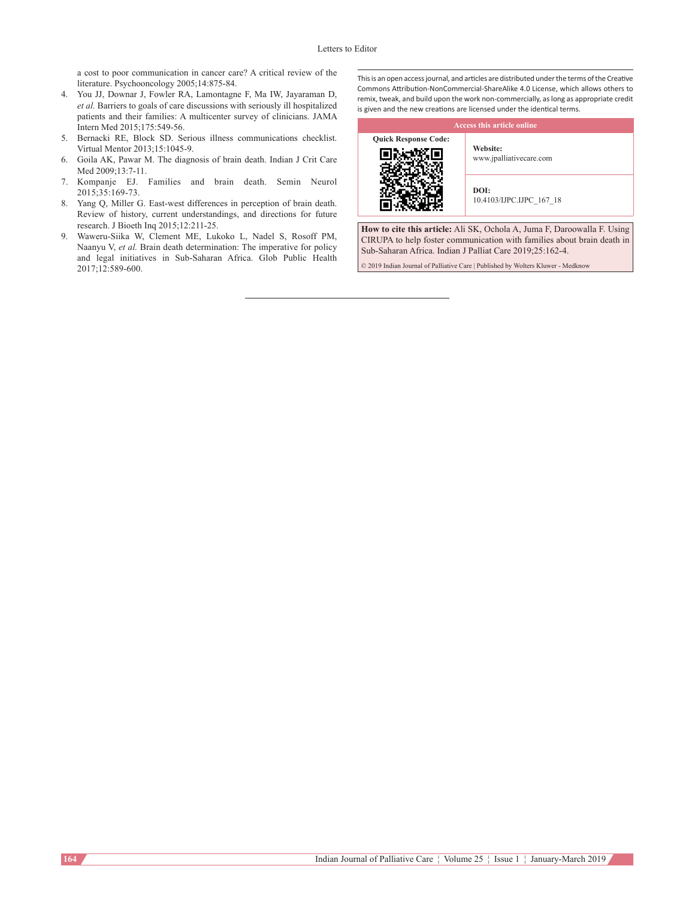a cost to poor communication in cancer care? A critical review of the literature. Psychooncology 2005;14:875-84.

4. You JJ, Downar J, Fowler RA, Lamontagne F, Ma IW, Jayaraman D, *et al.* Barriers to goals of care discussions with seriously ill hospitalized patients and their families: A multicenter survey of clinicians. JAMA Intern Med 2015;175:549-56.
5. Bernacki RE, Block SD. Serious illness communications checklist. Virtual Mentor 2013;15:1045-9.
6. Goila AK, Pawar M. The diagnosis of brain death. Indian J Crit Care Med 2009;13:7-11.
7. Kompanje EJ. Families and brain death. Semin Neurol 2015;35:169-73.
8. Yang Q, Miller G. East-west differences in perception of brain death. Review of history, current understandings, and directions for future research. J Bioeth Inq 2015;12:211-25.
9. Waweru-Siika W, Clement ME, Lukoko L, Nadel S, Rosoff PM, Naanyu V, *et al.* Brain death determination: The imperative for policy and legal initiatives in Sub-Saharan Africa. Glob Public Health 2017;12:589-600.

This is an open access journal, and articles are distributed under the terms of the Creative Commons Attribution-NonCommercial-ShareAlike 4.0 License, which allows others to remix, tweak, and build upon the work non-commercially, as long as appropriate credit is given and the new creations are licensed under the identical terms.

| Access this article online | |
|---|---|
| Quick Response Code: | **Website:** www.jpalliativecare.com |
| | **DOI:** 10.4103/IJPC.IJPC_167_18 |

**How to cite this article:** Ali SK, Ochola A, Juma F, Daroowalla F. Using CIRUPA to help foster communication with families about brain death in Sub-Saharan Africa. Indian J Palliat Care 2019;25:162-4.

© 2019 Indian Journal of Palliative Care | Published by Wolters Kluwer - Medknow